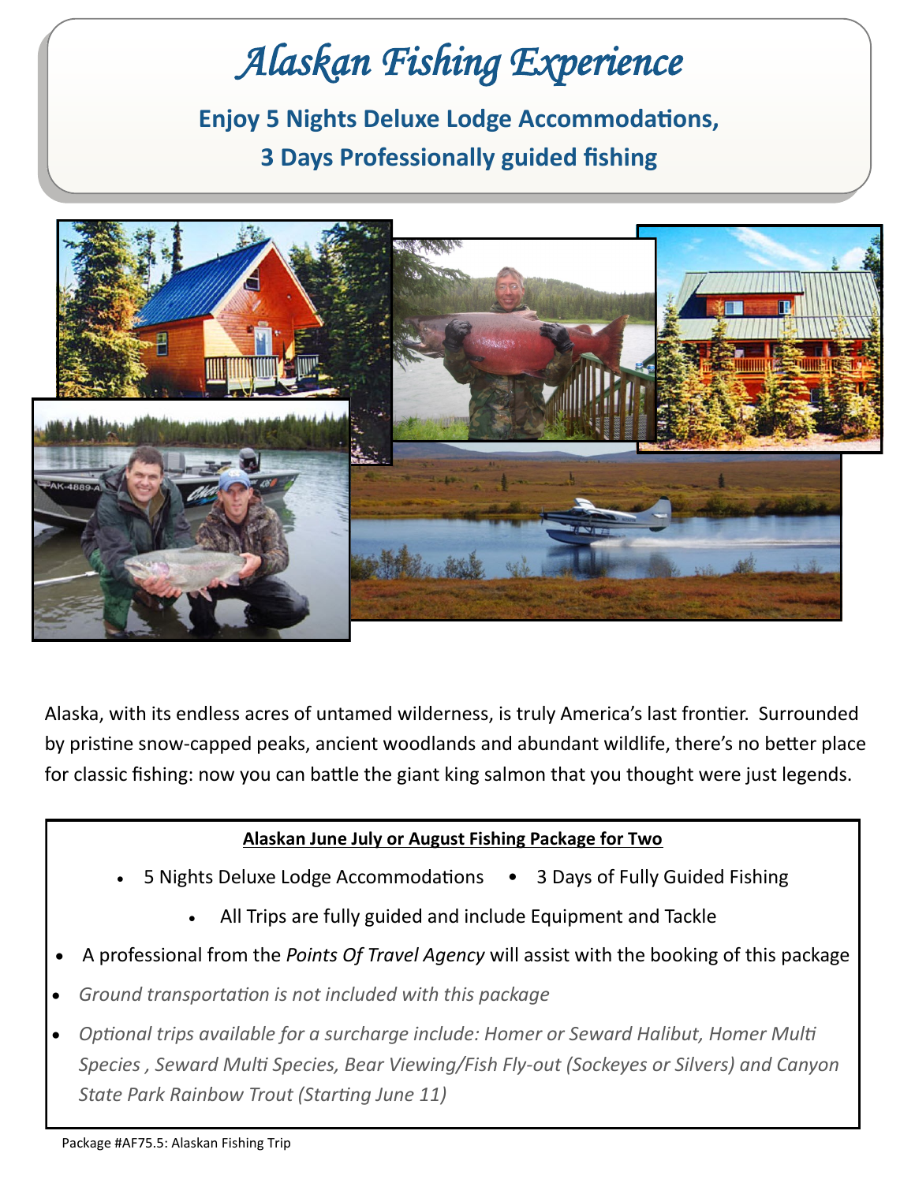# *Alaskan Fishing Experience*

**Enjoy 5 Nights Deluxe Lodge Accommodations,**

**3 Days Professionally guided fishing**

Alaska, with its endless acres of untamed wilderness, is truly America's last frontier. Surrounded by pristine snow-capped peaks, ancient woodlands and abundant wildlife, there's no better place for classic fishing: now you can battle the giant king salmon that you thought were just legends.

**Alaskan June July or August Fishing Package for Two**

- 5 Nights Deluxe Lodge Accommodations
- 3 Days of Fully Guided Fishing
- All Trips are fully guided and include Equipment and Tackle
- A professional from the *Points Of Travel Agency* will assist with the booking of this package
- *Ground transportation is not included with this package*
- *Optional trips available for a surcharge include: Homer or Seward Halibut, Homer Multi Species , Seward Multi Species, Bear Viewing/Fish Fly-out (Sockeyes or Silvers) and Canyon State Park Rainbow Trout (Starting June 11)*

Package #AF75.5: Alaskan Fishing Trip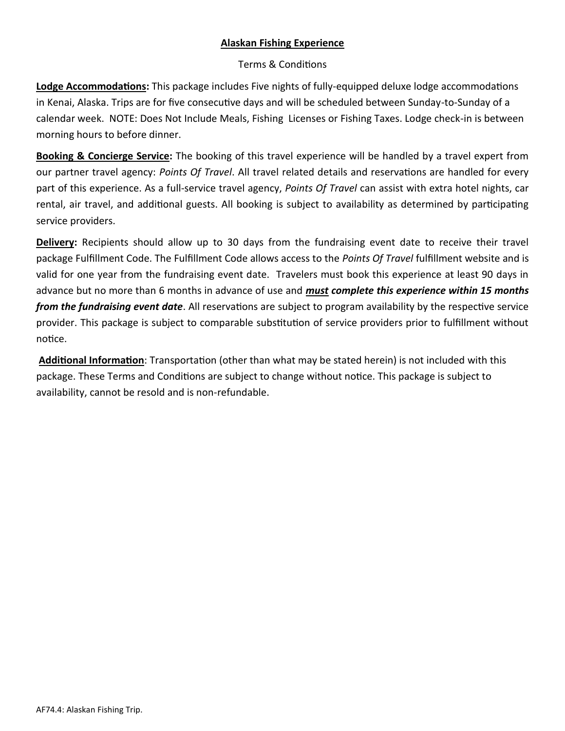# Alaskan Fishing Experience

Terms & Conditions

**Lodge Accommodations:** This package includes Five nights of fully-equipped deluxe lodge accommodations in Kenai, Alaska. Trips are for five consecutive days and will be scheduled between Sunday-to-Sunday of a calendar week. NOTE: Does Not Include Meals, Fishing Licenses or Fishing Taxes. Lodge check-in is between morning hours to before dinner.

**Booking & Concierge Service:** The booking of this travel experience will be handled by a travel expert from our partner travel agency: *Points Of Travel*. All travel related details and reservations are handled for every part of this experience. As a full-service travel agency, *Points Of Travel* can assist with extra hotel nights, car rental, air travel, and additional guests. All booking is subject to availability as determined by participating service providers.

**Delivery:** Recipients should allow up to 30 days from the fundraising event date to receive their travel package Fulfillment Code. The Fulfillment Code allows access to the *Points Of Travel* fulfillment website and is valid for one year from the fundraising event date. Travelers must book this experience at least 90 days in advance but no more than 6 months in advance of use and ***must* complete this experience within 15 months from the fundraising event date**. All reservations are subject to program availability by the respective service provider. This package is subject to comparable substitution of service providers prior to fulfillment without notice.

**Additional Information**: Transportation (other than what may be stated herein) is not included with this package. These Terms and Conditions are subject to change without notice. This package is subject to availability, cannot be resold and is non-refundable.

AF74.4: Alaskan Fishing Trip.